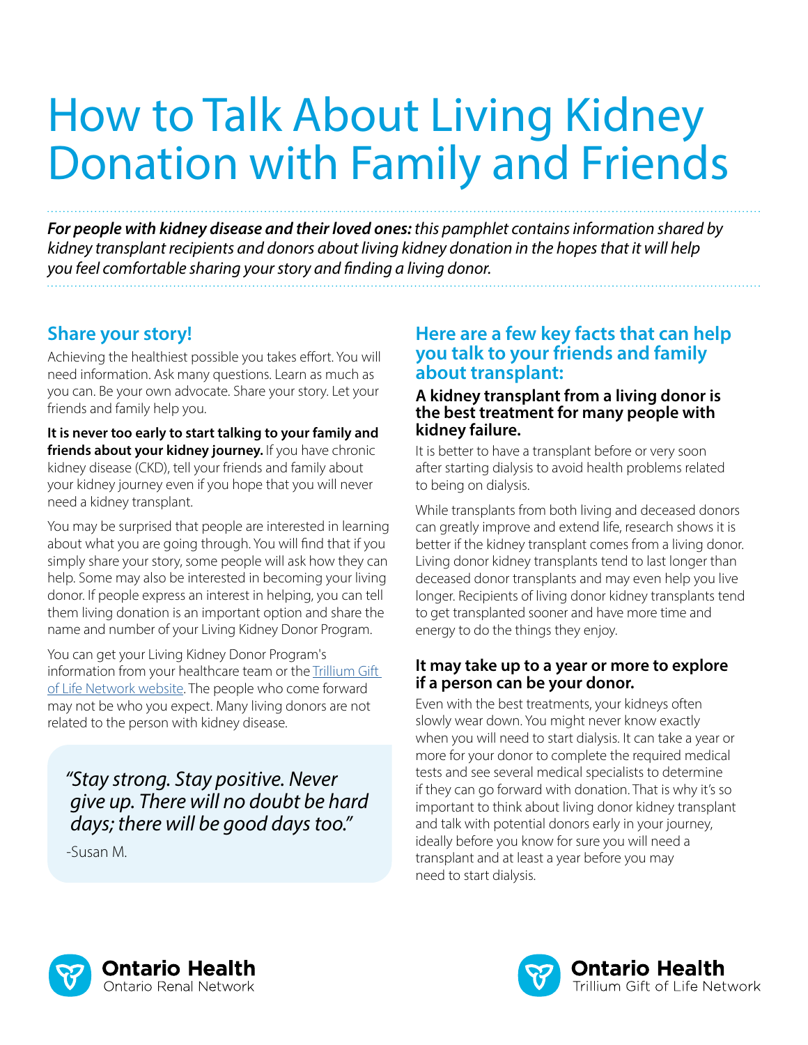# How to Talk About Living Kidney Donation with Family and Friends

***For people with kidney disease and their loved ones:*** *this pamphlet contains information shared by kidney transplant recipients and donors about living kidney donation in the hopes that it will help you feel comfortable sharing your story and finding a living donor.*

## Share your story!

Achieving the healthiest possible you takes effort. You will need information. Ask many questions. Learn as much as you can. Be your own advocate. Share your story. Let your friends and family help you.

**It is never too early to start talking to your family and friends about your kidney journey.** If you have chronic kidney disease (CKD), tell your friends and family about your kidney journey even if you hope that you will never need a kidney transplant.

You may be surprised that people are interested in learning about what you are going through. You will find that if you simply share your story, some people will ask how they can help. Some may also be interested in becoming your living donor. If people express an interest in helping, you can tell them living donation is an important option and share the name and number of your Living Kidney Donor Program.

You can get your Living Kidney Donor Program's information from your healthcare team or the Trillium Gift of Life Network website. The people who come forward may not be who you expect. Many living donors are not related to the person with kidney disease.

> *"Stay strong. Stay positive. Never give up. There will no doubt be hard days; there will be good days too."*
>
> -Susan M.

## Here are a few key facts that can help you talk to your friends and family about transplant:

### A kidney transplant from a living donor is the best treatment for many people with kidney failure.

It is better to have a transplant before or very soon after starting dialysis to avoid health problems related to being on dialysis.

While transplants from both living and deceased donors can greatly improve and extend life, research shows it is better if the kidney transplant comes from a living donor. Living donor kidney transplants tend to last longer than deceased donor transplants and may even help you live longer. Recipients of living donor kidney transplants tend to get transplanted sooner and have more time and energy to do the things they enjoy.

### It may take up to a year or more to explore if a person can be your donor.

Even with the best treatments, your kidneys often slowly wear down. You might never know exactly when you will need to start dialysis. It can take a year or more for your donor to complete the required medical tests and see several medical specialists to determine if they can go forward with donation. That is why it's so important to think about living donor kidney transplant and talk with potential donors early in your journey, ideally before you know for sure you will need a transplant and at least a year before you may need to start dialysis.

Ontario Health
Ontario Renal Network

Ontario Health
Trillium Gift of Life Network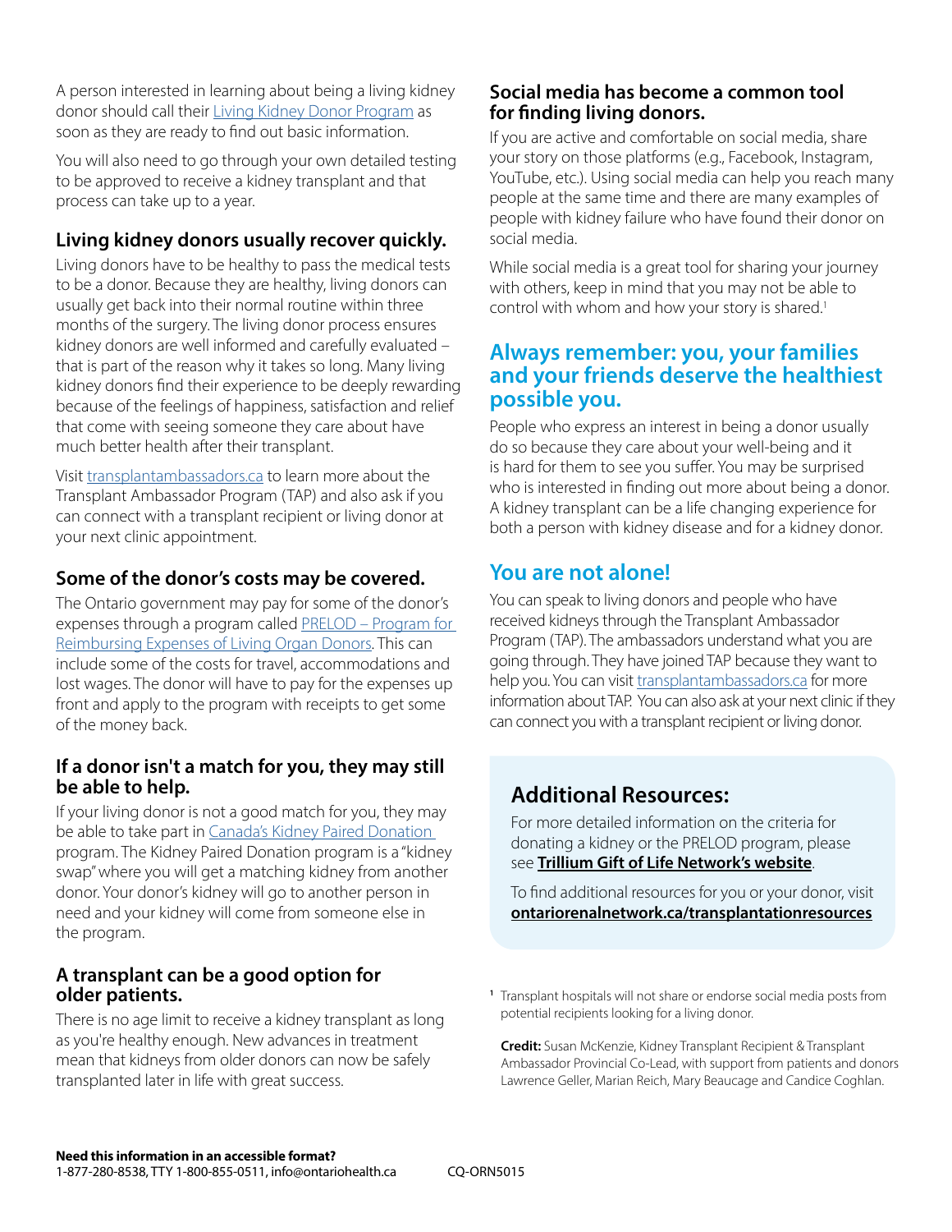A person interested in learning about being a living kidney donor should call their Living Kidney Donor Program as soon as they are ready to find out basic information.

You will also need to go through your own detailed testing to be approved to receive a kidney transplant and that process can take up to a year.

### Living kidney donors usually recover quickly.

Living donors have to be healthy to pass the medical tests to be a donor. Because they are healthy, living donors can usually get back into their normal routine within three months of the surgery. The living donor process ensures kidney donors are well informed and carefully evaluated – that is part of the reason why it takes so long. Many living kidney donors find their experience to be deeply rewarding because of the feelings of happiness, satisfaction and relief that come with seeing someone they care about have much better health after their transplant.

Visit transplantambassadors.ca to learn more about the Transplant Ambassador Program (TAP) and also ask if you can connect with a transplant recipient or living donor at your next clinic appointment.

### Some of the donor's costs may be covered.

The Ontario government may pay for some of the donor's expenses through a program called PRELOD – Program for Reimbursing Expenses of Living Organ Donors. This can include some of the costs for travel, accommodations and lost wages. The donor will have to pay for the expenses up front and apply to the program with receipts to get some of the money back.

### If a donor isn't a match for you, they may still be able to help.

If your living donor is not a good match for you, they may be able to take part in Canada's Kidney Paired Donation program. The Kidney Paired Donation program is a "kidney swap" where you will get a matching kidney from another donor. Your donor's kidney will go to another person in need and your kidney will come from someone else in the program.

### A transplant can be a good option for older patients.

There is no age limit to receive a kidney transplant as long as you're healthy enough. New advances in treatment mean that kidneys from older donors can now be safely transplanted later in life with great success.

### Social media has become a common tool for finding living donors.

If you are active and comfortable on social media, share your story on those platforms (e.g., Facebook, Instagram, YouTube, etc.). Using social media can help you reach many people at the same time and there are many examples of people with kidney failure who have found their donor on social media.

While social media is a great tool for sharing your journey with others, keep in mind that you may not be able to control with whom and how your story is shared.[1]

## Always remember: you, your families and your friends deserve the healthiest possible you.

People who express an interest in being a donor usually do so because they care about your well-being and it is hard for them to see you suffer. You may be surprised who is interested in finding out more about being a donor. A kidney transplant can be a life changing experience for both a person with kidney disease and for a kidney donor.

## You are not alone!

You can speak to living donors and people who have received kidneys through the Transplant Ambassador Program (TAP). The ambassadors understand what you are going through. They have joined TAP because they want to help you. You can visit transplantambassadors.ca for more information about TAP. You can also ask at your next clinic if they can connect you with a transplant recipient or living donor.

## Additional Resources:

For more detailed information on the criteria for donating a kidney or the PRELOD program, please see **Trillium Gift of Life Network's website**.

To find additional resources for you or your donor, visit **ontariorenalnetwork.ca/transplantationresources**

[1] Transplant hospitals will not share or endorse social media posts from potential recipients looking for a living donor.

**Credit:** Susan McKenzie, Kidney Transplant Recipient & Transplant Ambassador Provincial Co-Lead, with support from patients and donors Lawrence Geller, Marian Reich, Mary Beaucage and Candice Coghlan.

**Need this information in an accessible format?**
1-877-280-8538, TTY 1-800-855-0511, info@ontariohealth.ca

CQ-ORN5015